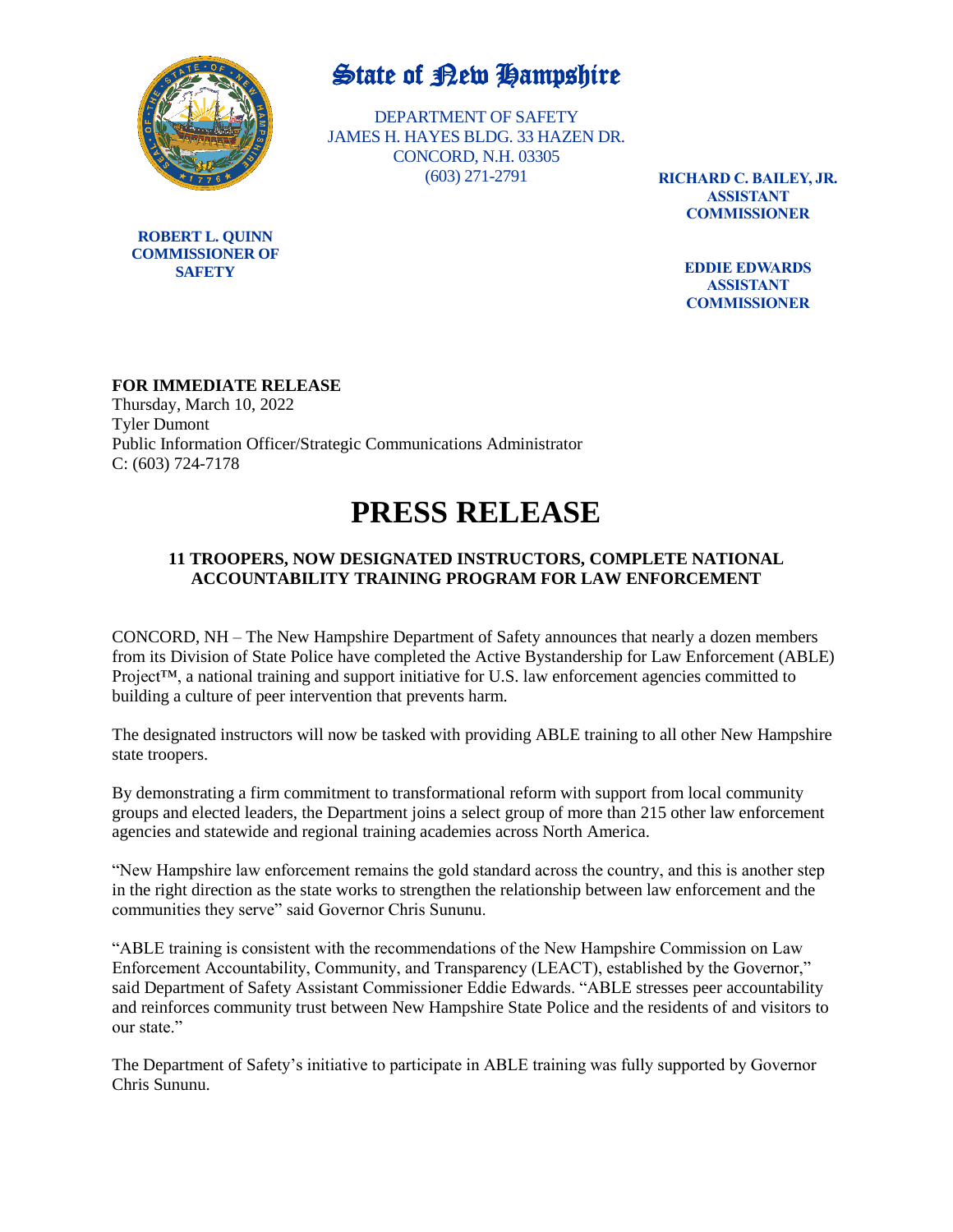# State of New Hampshire

DEPARTMENT OF SAFETY
JAMES H. HAYES BLDG. 33 HAZEN DR.
CONCORD, N.H. 03305
(603) 271-2791

**RICHARD C. BAILEY, JR.**
**ASSISTANT COMMISSIONER**

**ROBERT L. QUINN**
**COMMISSIONER OF SAFETY**

**EDDIE EDWARDS**
**ASSISTANT COMMISSIONER**

**FOR IMMEDIATE RELEASE**
Thursday, March 10, 2022
Tyler Dumont
Public Information Officer/Strategic Communications Administrator
C: (603) 724-7178

# PRESS RELEASE

### 11 TROOPERS, NOW DESIGNATED INSTRUCTORS, COMPLETE NATIONAL ACCOUNTABILITY TRAINING PROGRAM FOR LAW ENFORCEMENT

CONCORD, NH – The New Hampshire Department of Safety announces that nearly a dozen members from its Division of State Police have completed the Active Bystandership for Law Enforcement (ABLE) Project™, a national training and support initiative for U.S. law enforcement agencies committed to building a culture of peer intervention that prevents harm.

The designated instructors will now be tasked with providing ABLE training to all other New Hampshire state troopers.

By demonstrating a firm commitment to transformational reform with support from local community groups and elected leaders, the Department joins a select group of more than 215 other law enforcement agencies and statewide and regional training academies across North America.

"New Hampshire law enforcement remains the gold standard across the country, and this is another step in the right direction as the state works to strengthen the relationship between law enforcement and the communities they serve" said Governor Chris Sununu.

"ABLE training is consistent with the recommendations of the New Hampshire Commission on Law Enforcement Accountability, Community, and Transparency (LEACT), established by the Governor," said Department of Safety Assistant Commissioner Eddie Edwards. "ABLE stresses peer accountability and reinforces community trust between New Hampshire State Police and the residents of and visitors to our state."

The Department of Safety's initiative to participate in ABLE training was fully supported by Governor Chris Sununu.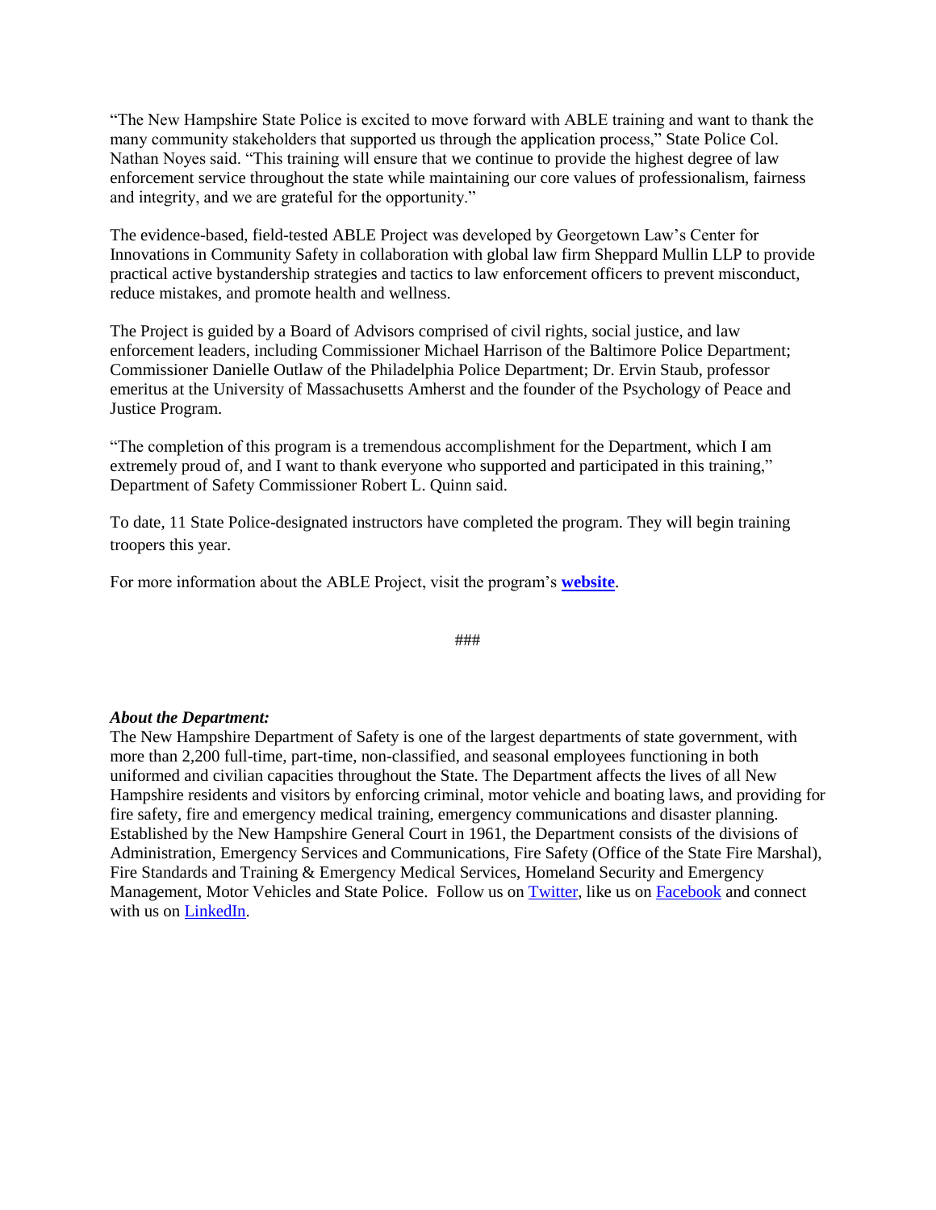"The New Hampshire State Police is excited to move forward with ABLE training and want to thank the many community stakeholders that supported us through the application process," State Police Col. Nathan Noyes said. "This training will ensure that we continue to provide the highest degree of law enforcement service throughout the state while maintaining our core values of professionalism, fairness and integrity, and we are grateful for the opportunity."

The evidence-based, field-tested ABLE Project was developed by Georgetown Law's Center for Innovations in Community Safety in collaboration with global law firm Sheppard Mullin LLP to provide practical active bystandership strategies and tactics to law enforcement officers to prevent misconduct, reduce mistakes, and promote health and wellness.

The Project is guided by a Board of Advisors comprised of civil rights, social justice, and law enforcement leaders, including Commissioner Michael Harrison of the Baltimore Police Department; Commissioner Danielle Outlaw of the Philadelphia Police Department; Dr. Ervin Staub, professor emeritus at the University of Massachusetts Amherst and the founder of the Psychology of Peace and Justice Program.

"The completion of this program is a tremendous accomplishment for the Department, which I am extremely proud of, and I want to thank everyone who supported and participated in this training," Department of Safety Commissioner Robert L. Quinn said.

To date, 11 State Police-designated instructors have completed the program. They will begin training troopers this year.

For more information about the ABLE Project, visit the program's **website**.

###

***About the Department:***

The New Hampshire Department of Safety is one of the largest departments of state government, with more than 2,200 full-time, part-time, non-classified, and seasonal employees functioning in both uniformed and civilian capacities throughout the State. The Department affects the lives of all New Hampshire residents and visitors by enforcing criminal, motor vehicle and boating laws, and providing for fire safety, fire and emergency medical training, emergency communications and disaster planning. Established by the New Hampshire General Court in 1961, the Department consists of the divisions of Administration, Emergency Services and Communications, Fire Safety (Office of the State Fire Marshal), Fire Standards and Training & Emergency Medical Services, Homeland Security and Emergency Management, Motor Vehicles and State Police. Follow us on Twitter, like us on Facebook and connect with us on LinkedIn.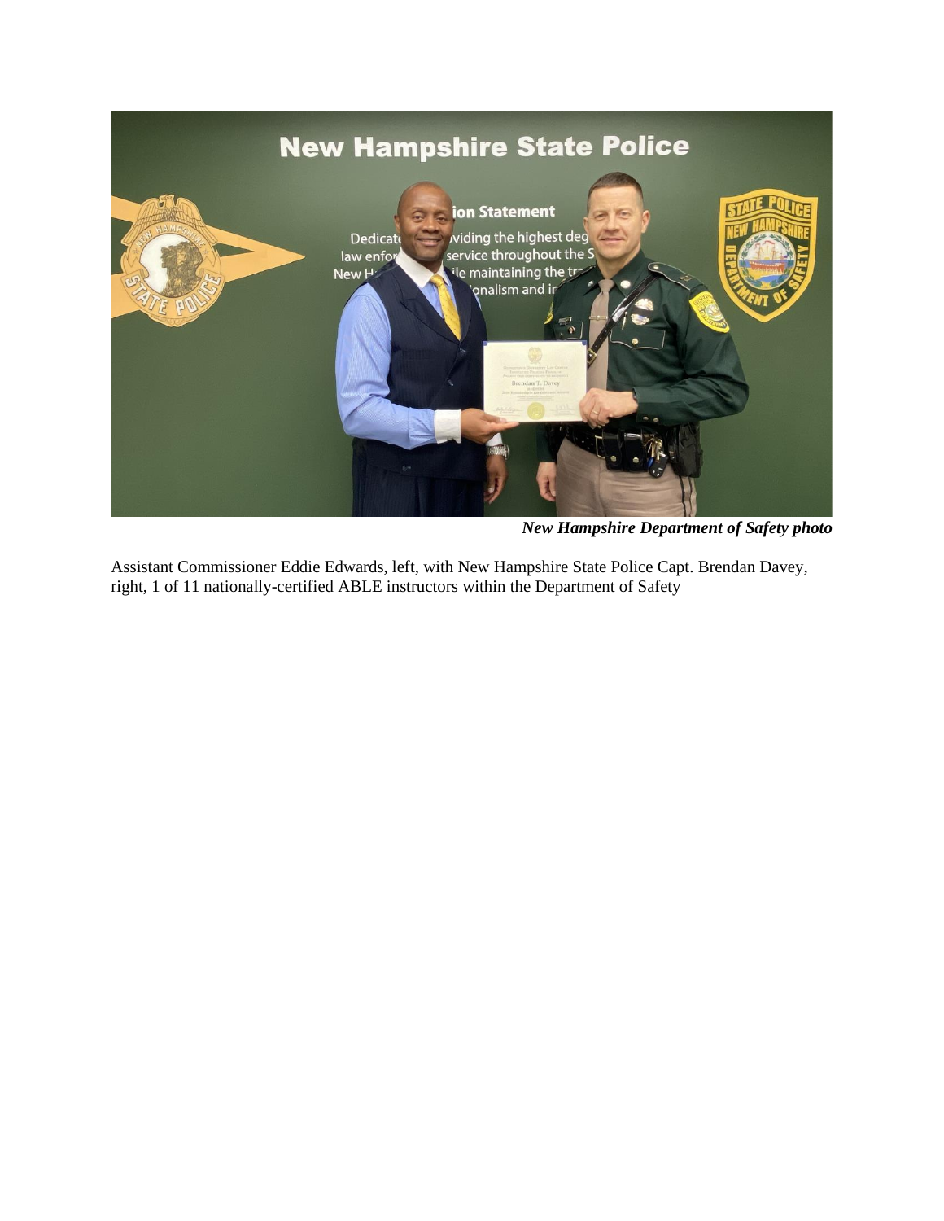*New Hampshire Department of Safety photo*

Assistant Commissioner Eddie Edwards, left, with New Hampshire State Police Capt. Brendan Davey, right, 1 of 11 nationally-certified ABLE instructors within the Department of Safety